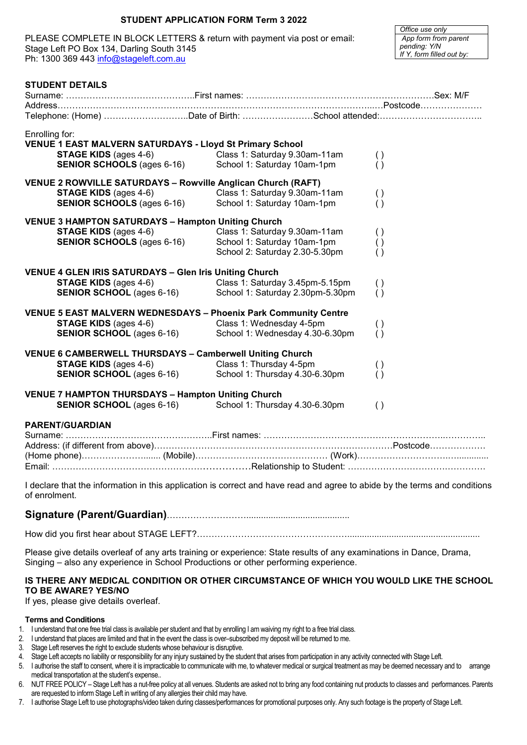# STUDENT APPLICATION FORM Term 3 2022

PLEASE COMPLETE IN BLOCK LETTERS & return with payment via post or email:
Stage Left PO Box 134, Darling South 3145
Ph: 1300 369 443 info@stageleft.com.au

*Office use only*
*App form from parent pending: Y/N*
*If Y, form filled out by:*

## STUDENT DETAILS

Surname: ……………………………………..First names: ………………………………………………………Sex: M/F
Address………………………………………………………………………………………..…Postcode…………………
Telephone: (Home) ………………………..Date of Birth: ……………………School attended:……………………………..

Enrolling for:

**VENUE 1 EAST MALVERN SATURDAYS - Lloyd St Primary School**

| | | |
|---|---|---|
| **STAGE KIDS** (ages 4-6) | Class 1: Saturday 9.30am-11am | ( ) |
| **SENIOR SCHOOLS** (ages 6-16) | School 1: Saturday 10am-1pm | ( ) |

**VENUE 2 ROWVILLE SATURDAYS – Rowville Anglican Church (RAFT)**

| | | |
|---|---|---|
| **STAGE KIDS** (ages 4-6) | Class 1: Saturday 9.30am-11am | ( ) |
| **SENIOR SCHOOLS** (ages 6-16) | School 1: Saturday 10am-1pm | ( ) |

**VENUE 3 HAMPTON SATURDAYS – Hampton Uniting Church**

| | | |
|---|---|---|
| **STAGE KIDS** (ages 4-6) | Class 1: Saturday 9.30am-11am | ( ) |
| **SENIOR SCHOOLS** (ages 6-16) | School 1: Saturday 10am-1pm | ( ) |
| | School 2: Saturday 2.30-5.30pm | ( ) |

**VENUE 4 GLEN IRIS SATURDAYS – Glen Iris Uniting Church**

| | | |
|---|---|---|
| **STAGE KIDS** (ages 4-6) | Class 1: Saturday 3.45pm-5.15pm | ( ) |
| **SENIOR SCHOOL** (ages 6-16) | School 1: Saturday 2.30pm-5.30pm | ( ) |

**VENUE 5 EAST MALVERN WEDNESDAYS – Phoenix Park Community Centre**

| | | |
|---|---|---|
| **STAGE KIDS** (ages 4-6) | Class 1: Wednesday 4-5pm | ( ) |
| **SENIOR SCHOOL** (ages 6-16) | School 1: Wednesday 4.30-6.30pm | ( ) |

**VENUE 6 CAMBERWELL THURSDAYS – Camberwell Uniting Church**

| | | |
|---|---|---|
| **STAGE KIDS** (ages 4-6) | Class 1: Thursday 4-5pm | ( ) |
| **SENIOR SCHOOL** (ages 6-16) | School 1: Thursday 4.30-6.30pm | ( ) |

**VENUE 7 HAMPTON THURSDAYS – Hampton Uniting Church**

| | | |
|---|---|---|
| **SENIOR SCHOOL** (ages 6-16) | School 1: Thursday 4.30-6.30pm | ( ) |

## PARENT/GUARDIAN

Surname: ……………………………………………..First names: ………………………………………………..…………..
Address: (if different from above)……………………………………………………………………Postcode………………
(Home phone)……………………....... (Mobile)……………………………………… (Work)……………………….…...........
Email: ……………………………………………………………Relationship to Student: ………………………………………

I declare that the information in this application is correct and have read and agree to abide by the terms and conditions of enrolment.

## Signature (Parent/Guardian)……………………........................................

How did you first hear about STAGE LEFT?……………………………………………......................................................

Please give details overleaf of any arts training or experience: State results of any examinations in Dance, Drama, Singing – also any experience in School Productions or other performing experience.

**IS THERE ANY MEDICAL CONDITION OR OTHER CIRCUMSTANCE OF WHICH YOU WOULD LIKE THE SCHOOL TO BE AWARE? YES/NO**
If yes, please give details overleaf.

**Terms and Conditions**

1. I understand that one free trial class is available per student and that by enrolling I am waiving my right to a free trial class.
2. I understand that places are limited and that in the event the class is over–subscribed my deposit will be returned to me.
3. Stage Left reserves the right to exclude students whose behaviour is disruptive.
4. Stage Left accepts no liability or responsibility for any injury sustained by the student that arises from participation in any activity connected with Stage Left.
5. I authorise the staff to consent, where it is impracticable to communicate with me, to whatever medical or surgical treatment as may be deemed necessary and to arrange medical transportation at the student's expense..
6. NUT FREE POLICY – Stage Left has a nut-free policy at all venues. Students are asked not to bring any food containing nut products to classes and performances. Parents are requested to inform Stage Left in writing of any allergies their child may have.
7. I authorise Stage Left to use photographs/video taken during classes/performances for promotional purposes only. Any such footage is the property of Stage Left.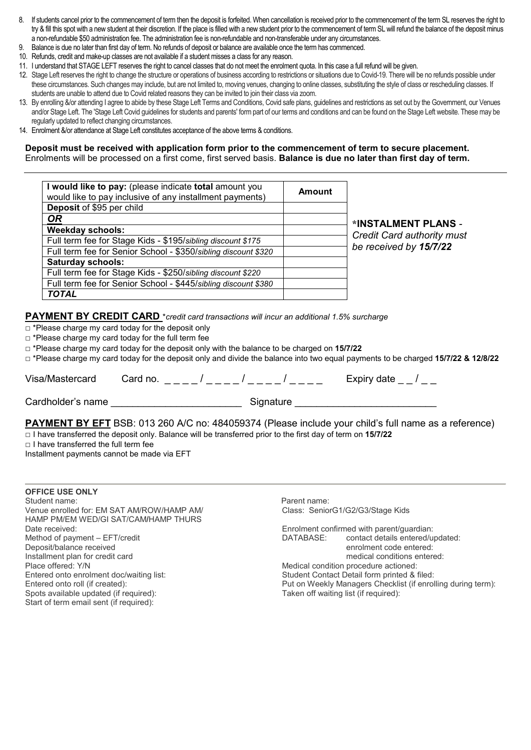8. If students cancel prior to the commencement of term then the deposit is forfeited. When cancellation is received prior to the commencement of the term SL reserves the right to try & fill this spot with a new student at their discretion. If the place is filled with a new student prior to the commencement of term SL will refund the balance of the deposit minus a non-refundable $50 administration fee. The administration fee is non-refundable and non-transferable under any circumstances.
9. Balance is due no later than first day of term. No refunds of deposit or balance are available once the term has commenced.
10. Refunds, credit and make-up classes are not available if a student misses a class for any reason.
11. I understand that STAGE LEFT reserves the right to cancel classes that do not meet the enrolment quota. In this case a full refund will be given.
12. Stage Left reserves the right to change the structure or operations of business according to restrictions or situations due to Covid-19. There will be no refunds possible under these circumstances. Such changes may include, but are not limited to, moving venues, changing to online classes, substituting the style of class or rescheduling classes. If students are unable to attend due to Covid related reasons they can be invited to join their class via zoom.
13. By enrolling &/or attending I agree to abide by these Stage Left Terms and Conditions, Covid safe plans, guidelines and restrictions as set out by the Government, our Venues and/or Stage Left. The 'Stage Left Covid guidelines for students and parents' form part of our terms and conditions and can be found on the Stage Left website. These may be regularly updated to reflect changing circumstances.
14. Enrolment &/or attendance at Stage Left constitutes acceptance of the above terms & conditions.

**Deposit must be received with application form prior to the commencement of term to secure placement.** Enrolments will be processed on a first come, first served basis. **Balance is due no later than first day of term.**

| **I would like to pay:** (please indicate **total** amount you would like to pay inclusive of any installment payments) | **Amount** |
|---|---|
| **Deposit** of $95 per child | |
| ***OR*** | |
| **Weekday schools:** | |
| Full term fee for Stage Kids - $195/*sibling discount $175* | |
| Full term fee for Senior School - $350/*sibling discount $320* | |
| **Saturday schools:** | |
| Full term fee for Stage Kids - $250/*sibling discount $220* | |
| Full term fee for Senior School - $445/*sibling discount $380* | |
| ***TOTAL*** | |

**\*INSTALMENT PLANS** - *Credit Card authority must be received by **15/7/22***

**PAYMENT BY CREDIT CARD** *\*credit card transactions will incur an additional 1.5% surcharge*

□ \*Please charge my card today for the deposit only
□ \*Please charge my card today for the full term fee
□ \*Please charge my card today for the deposit only with the balance to be charged on **15/7/22**
□ \*Please charge my card today for the deposit only and divide the balance into two equal payments to be charged **15/7/22 & 12/8/22**

Visa/Mastercard Card no. _ _ _ _ / _ _ _ _ / _ _ _ _ / _ _ _ _ Expiry date _ _ / _ _

Cardholder's name ________________________ Signature __________________________

**PAYMENT BY EFT** BSB: 013 260 A/C no: 484059374 (Please include your child's full name as a reference)

□ I have transferred the deposit only. Balance will be transferred prior to the first day of term on **15/7/22**
□ I have transferred the full term fee
Installment payments cannot be made via EFT

**OFFICE USE ONLY**

Student name:
Venue enrolled for: EM SAT AM/ROW/HAMP AM/ HAMP PM/EM WED/GI SAT/CAM/HAMP THURS
Date received:
Method of payment – EFT/credit
Deposit/balance received
Installment plan for credit card
Place offered: Y/N
Entered onto enrolment doc/waiting list:
Entered onto roll (if created):
Spots available updated (if required):
Start of term email sent (if required):

Parent name:
Class: SeniorG1/G2/G3/Stage Kids

Enrolment confirmed with parent/guardian:
DATABASE: contact details entered/updated:
enrolment code entered:
medical conditions entered:
Medical condition procedure actioned:
Student Contact Detail form printed & filed:
Put on Weekly Managers Checklist (if enrolling during term):
Taken off waiting list (if required):